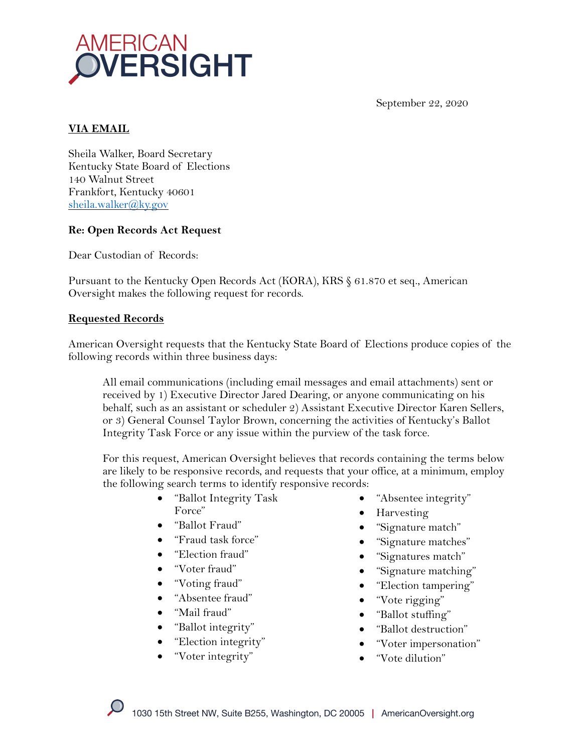AMERICAN OVERSIGHT

September 22, 2020

**VIA EMAIL**

Sheila Walker, Board Secretary
Kentucky State Board of Elections
140 Walnut Street
Frankfort, Kentucky 40601
sheila.walker@ky.gov

**Re: Open Records Act Request**

Dear Custodian of Records:

Pursuant to the Kentucky Open Records Act (KORA), KRS § 61.870 et seq., American Oversight makes the following request for records.

**Requested Records**

American Oversight requests that the Kentucky State Board of Elections produce copies of the following records within three business days:

> All email communications (including email messages and email attachments) sent or received by 1) Executive Director Jared Dearing, or anyone communicating on his behalf, such as an assistant or scheduler 2) Assistant Executive Director Karen Sellers, or 3) General Counsel Taylor Brown, concerning the activities of Kentucky's Ballot Integrity Task Force or any issue within the purview of the task force.
>
> For this request, American Oversight believes that records containing the terms below are likely to be responsive records, and requests that your office, at a minimum, employ the following search terms to identify responsive records:

- "Ballot Integrity Task Force"
- "Ballot Fraud"
- "Fraud task force"
- "Election fraud"
- "Voter fraud"
- "Voting fraud"
- "Absentee fraud"
- "Mail fraud"
- "Ballot integrity"
- "Election integrity"
- "Voter integrity"
- "Absentee integrity"
- Harvesting
- "Signature match"
- "Signature matches"
- "Signatures match"
- "Signature matching"
- "Election tampering"
- "Vote rigging"
- "Ballot stuffing"
- "Ballot destruction"
- "Voter impersonation"
- "Vote dilution"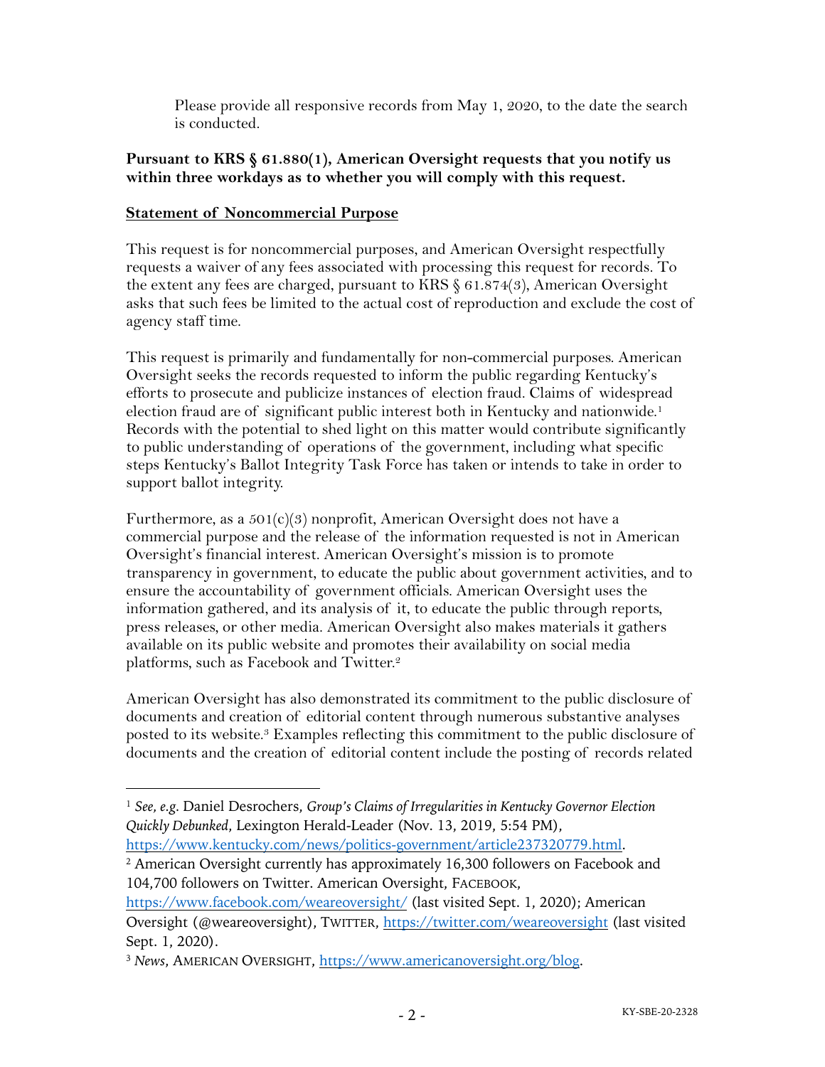Please provide all responsive records from May 1, 2020, to the date the search is conducted.

**Pursuant to KRS § 61.880(1), American Oversight requests that you notify us within three workdays as to whether you will comply with this request.**

**Statement of Noncommercial Purpose**

This request is for noncommercial purposes, and American Oversight respectfully requests a waiver of any fees associated with processing this request for records. To the extent any fees are charged, pursuant to KRS § 61.874(3), American Oversight asks that such fees be limited to the actual cost of reproduction and exclude the cost of agency staff time.

This request is primarily and fundamentally for non-commercial purposes. American Oversight seeks the records requested to inform the public regarding Kentucky's efforts to prosecute and publicize instances of election fraud. Claims of widespread election fraud are of significant public interest both in Kentucky and nationwide.[1] Records with the potential to shed light on this matter would contribute significantly to public understanding of operations of the government, including what specific steps Kentucky's Ballot Integrity Task Force has taken or intends to take in order to support ballot integrity.

Furthermore, as a 501(c)(3) nonprofit, American Oversight does not have a commercial purpose and the release of the information requested is not in American Oversight's financial interest. American Oversight's mission is to promote transparency in government, to educate the public about government activities, and to ensure the accountability of government officials. American Oversight uses the information gathered, and its analysis of it, to educate the public through reports, press releases, or other media. American Oversight also makes materials it gathers available on its public website and promotes their availability on social media platforms, such as Facebook and Twitter.[2]

American Oversight has also demonstrated its commitment to the public disclosure of documents and creation of editorial content through numerous substantive analyses posted to its website.[3] Examples reflecting this commitment to the public disclosure of documents and the creation of editorial content include the posting of records related

---

[1] *See, e.g.* Daniel Desrochers, *Group's Claims of Irregularities in Kentucky Governor Election Quickly Debunked*, Lexington Herald-Leader (Nov. 13, 2019, 5:54 PM), https://www.kentucky.com/news/politics-government/article237320779.html.

[2] American Oversight currently has approximately 16,300 followers on Facebook and 104,700 followers on Twitter. American Oversight, FACEBOOK, https://www.facebook.com/weareoversight/ (last visited Sept. 1, 2020); American Oversight (@weareoversight), TWITTER, https://twitter.com/weareoversight (last visited Sept. 1, 2020).

[3] *News*, AMERICAN OVERSIGHT, https://www.americanoversight.org/blog.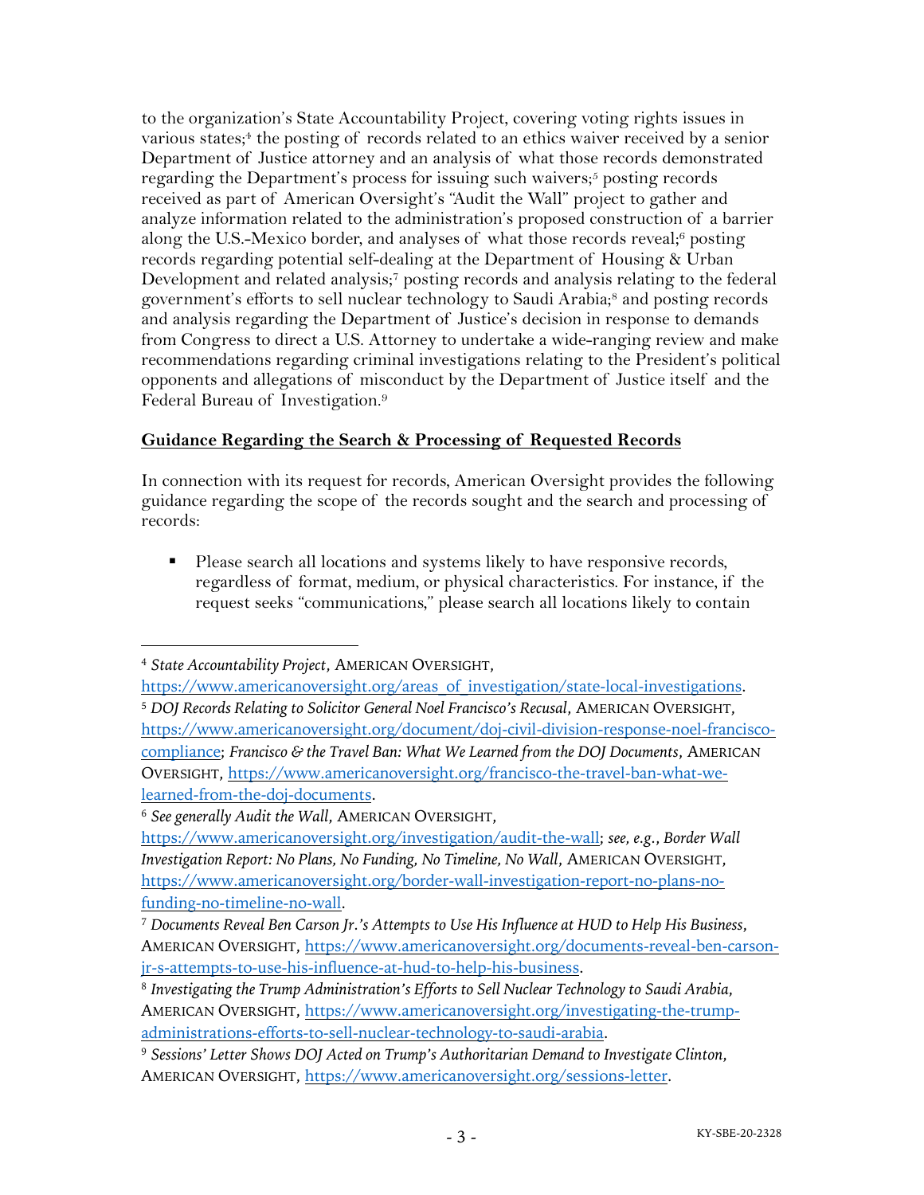to the organization's State Accountability Project, covering voting rights issues in various states;[4] the posting of records related to an ethics waiver received by a senior Department of Justice attorney and an analysis of what those records demonstrated regarding the Department's process for issuing such waivers;[5] posting records received as part of American Oversight's "Audit the Wall" project to gather and analyze information related to the administration's proposed construction of a barrier along the U.S.-Mexico border, and analyses of what those records reveal;[6] posting records regarding potential self-dealing at the Department of Housing & Urban Development and related analysis;[7] posting records and analysis relating to the federal government's efforts to sell nuclear technology to Saudi Arabia;[8] and posting records and analysis regarding the Department of Justice's decision in response to demands from Congress to direct a U.S. Attorney to undertake a wide-ranging review and make recommendations regarding criminal investigations relating to the President's political opponents and allegations of misconduct by the Department of Justice itself and the Federal Bureau of Investigation.[9]

**Guidance Regarding the Search & Processing of Requested Records**

In connection with its request for records, American Oversight provides the following guidance regarding the scope of the records sought and the search and processing of records:

- Please search all locations and systems likely to have responsive records, regardless of format, medium, or physical characteristics. For instance, if the request seeks "communications," please search all locations likely to contain

---

[4] *State Accountability Project*, AMERICAN OVERSIGHT, https://www.americanoversight.org/areas_of_investigation/state-local-investigations.

[5] *DOJ Records Relating to Solicitor General Noel Francisco's Recusal*, AMERICAN OVERSIGHT, https://www.americanoversight.org/document/doj-civil-division-response-noel-francisco-compliance; *Francisco & the Travel Ban: What We Learned from the DOJ Documents*, AMERICAN OVERSIGHT, https://www.americanoversight.org/francisco-the-travel-ban-what-we-learned-from-the-doj-documents.

[6] *See generally Audit the Wall*, AMERICAN OVERSIGHT, https://www.americanoversight.org/investigation/audit-the-wall; *see, e.g.*, *Border Wall Investigation Report: No Plans, No Funding, No Timeline, No Wall*, AMERICAN OVERSIGHT, https://www.americanoversight.org/border-wall-investigation-report-no-plans-no-funding-no-timeline-no-wall.

[7] *Documents Reveal Ben Carson Jr.'s Attempts to Use His Influence at HUD to Help His Business*, AMERICAN OVERSIGHT, https://www.americanoversight.org/documents-reveal-ben-carson-jr-s-attempts-to-use-his-influence-at-hud-to-help-his-business.

[8] *Investigating the Trump Administration's Efforts to Sell Nuclear Technology to Saudi Arabia*, AMERICAN OVERSIGHT, https://www.americanoversight.org/investigating-the-trump-administrations-efforts-to-sell-nuclear-technology-to-saudi-arabia.

[9] *Sessions' Letter Shows DOJ Acted on Trump's Authoritarian Demand to Investigate Clinton*, AMERICAN OVERSIGHT, https://www.americanoversight.org/sessions-letter.

KY-SBE-20-2328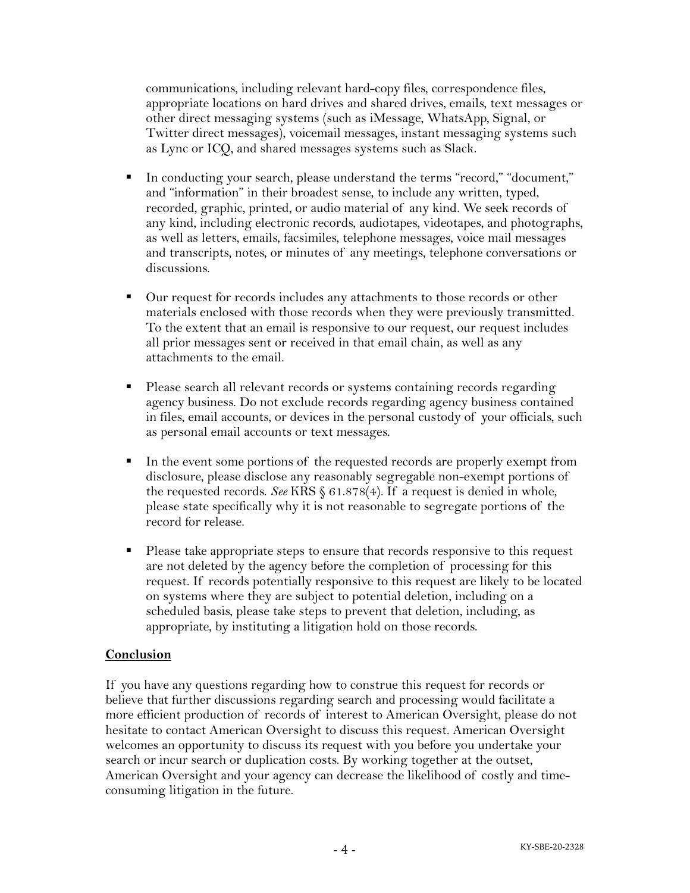communications, including relevant hard-copy files, correspondence files, appropriate locations on hard drives and shared drives, emails, text messages or other direct messaging systems (such as iMessage, WhatsApp, Signal, or Twitter direct messages), voicemail messages, instant messaging systems such as Lync or ICQ, and shared messages systems such as Slack.

- In conducting your search, please understand the terms "record," "document," and "information" in their broadest sense, to include any written, typed, recorded, graphic, printed, or audio material of any kind. We seek records of any kind, including electronic records, audiotapes, videotapes, and photographs, as well as letters, emails, facsimiles, telephone messages, voice mail messages and transcripts, notes, or minutes of any meetings, telephone conversations or discussions.

- Our request for records includes any attachments to those records or other materials enclosed with those records when they were previously transmitted. To the extent that an email is responsive to our request, our request includes all prior messages sent or received in that email chain, as well as any attachments to the email.

- Please search all relevant records or systems containing records regarding agency business. Do not exclude records regarding agency business contained in files, email accounts, or devices in the personal custody of your officials, such as personal email accounts or text messages.

- In the event some portions of the requested records are properly exempt from disclosure, please disclose any reasonably segregable non-exempt portions of the requested records. *See* KRS § 61.878(4). If a request is denied in whole, please state specifically why it is not reasonable to segregate portions of the record for release.

- Please take appropriate steps to ensure that records responsive to this request are not deleted by the agency before the completion of processing for this request. If records potentially responsive to this request are likely to be located on systems where they are subject to potential deletion, including on a scheduled basis, please take steps to prevent that deletion, including, as appropriate, by instituting a litigation hold on those records.

**Conclusion**

If you have any questions regarding how to construe this request for records or believe that further discussions regarding search and processing would facilitate a more efficient production of records of interest to American Oversight, please do not hesitate to contact American Oversight to discuss this request. American Oversight welcomes an opportunity to discuss its request with you before you undertake your search or incur search or duplication costs. By working together at the outset, American Oversight and your agency can decrease the likelihood of costly and time-consuming litigation in the future.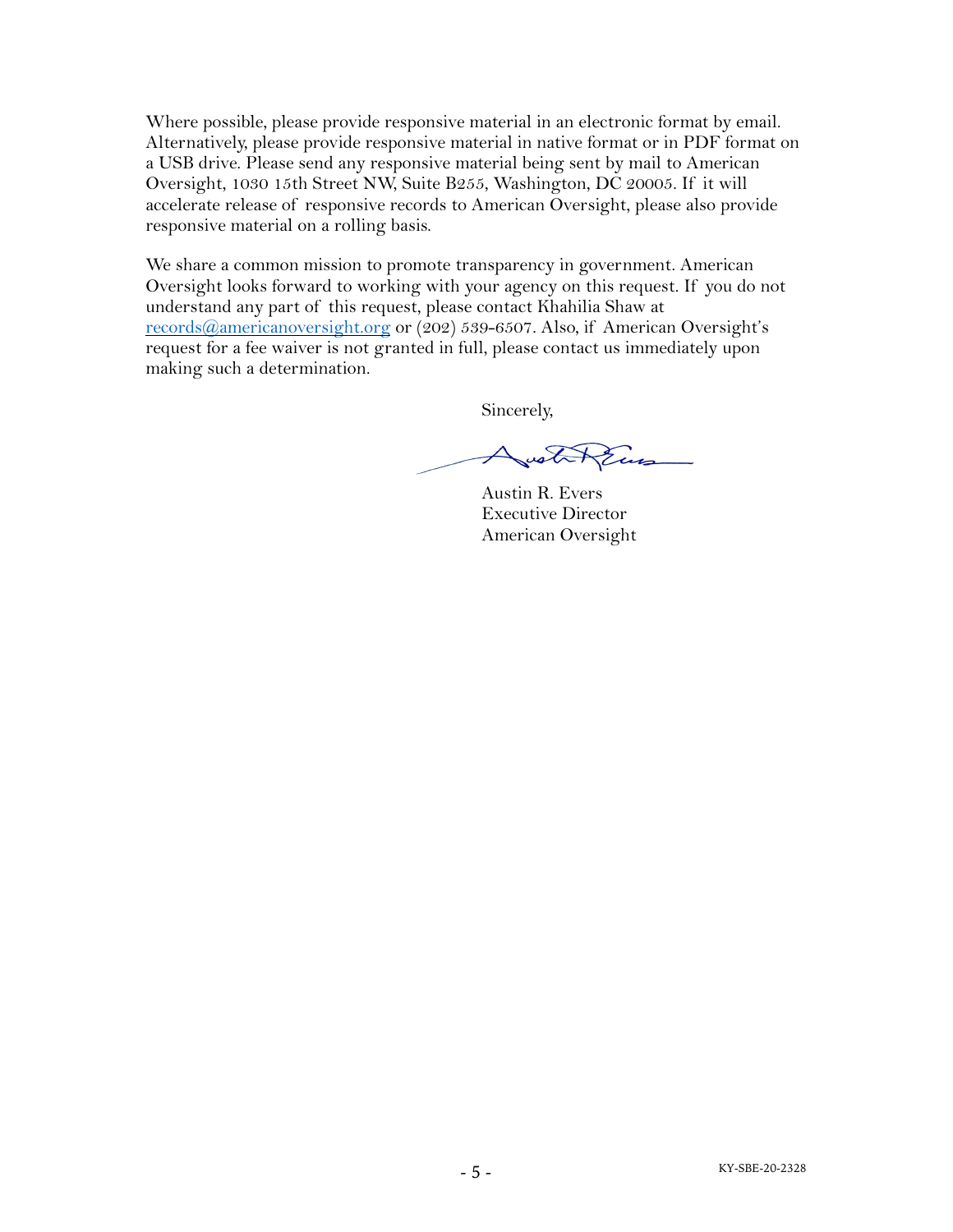Where possible, please provide responsive material in an electronic format by email. Alternatively, please provide responsive material in native format or in PDF format on a USB drive. Please send any responsive material being sent by mail to American Oversight, 1030 15th Street NW, Suite B255, Washington, DC 20005. If it will accelerate release of responsive records to American Oversight, please also provide responsive material on a rolling basis.

We share a common mission to promote transparency in government. American Oversight looks forward to working with your agency on this request. If you do not understand any part of this request, please contact Khahilia Shaw at records@americanoversight.org or (202) 539-6507. Also, if American Oversight's request for a fee waiver is not granted in full, please contact us immediately upon making such a determination.

Sincerely,

Austin R. Evers
Executive Director
American Oversight

KY-SBE-20-2328